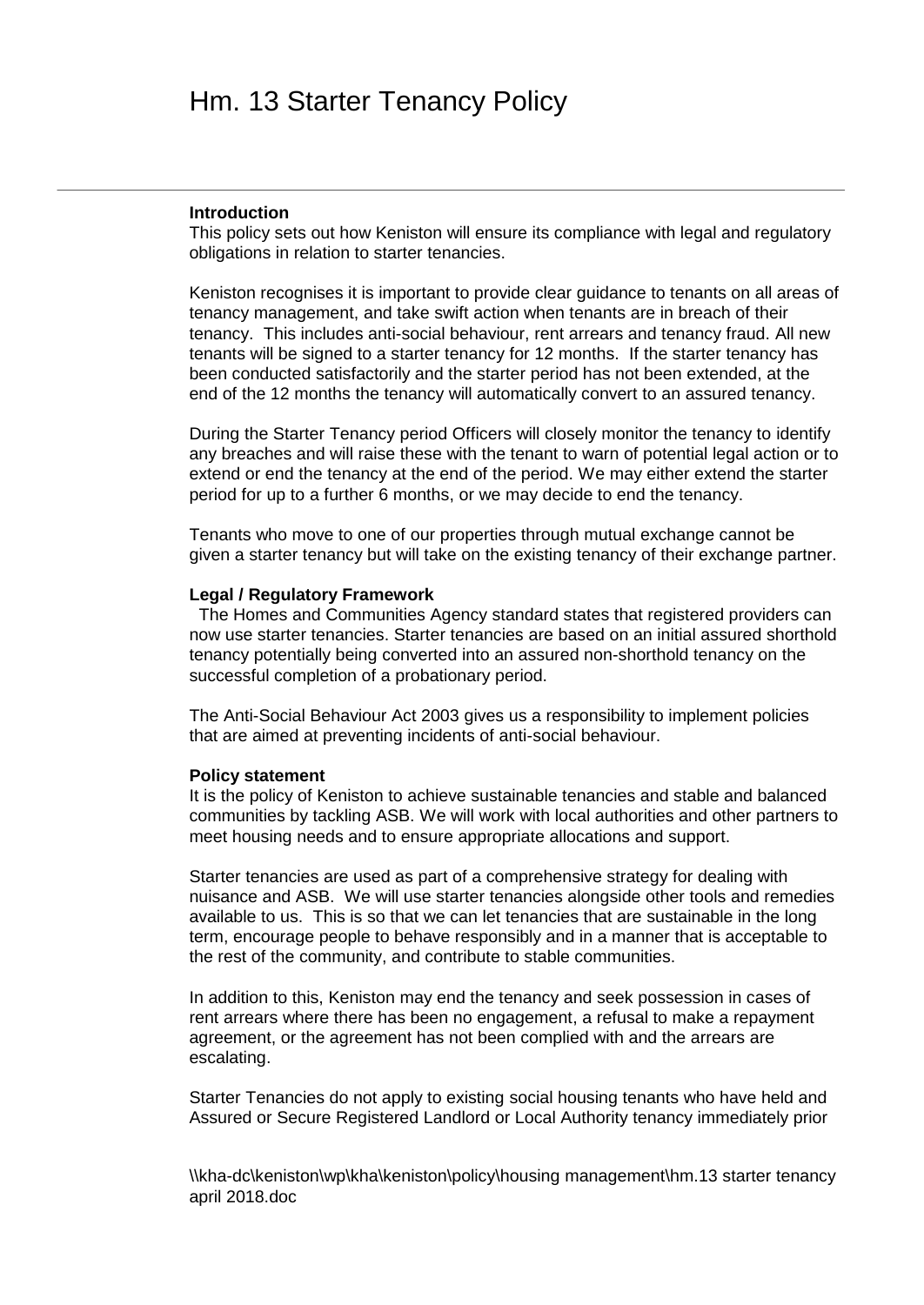# Hm. 13 Starter Tenancy Policy

---

**Introduction**

This policy sets out how Keniston will ensure its compliance with legal and regulatory obligations in relation to starter tenancies.

Keniston recognises it is important to provide clear guidance to tenants on all areas of tenancy management, and take swift action when tenants are in breach of their tenancy. This includes anti-social behaviour, rent arrears and tenancy fraud. All new tenants will be signed to a starter tenancy for 12 months. If the starter tenancy has been conducted satisfactorily and the starter period has not been extended, at the end of the 12 months the tenancy will automatically convert to an assured tenancy.

During the Starter Tenancy period Officers will closely monitor the tenancy to identify any breaches and will raise these with the tenant to warn of potential legal action or to extend or end the tenancy at the end of the period. We may either extend the starter period for up to a further 6 months, or we may decide to end the tenancy.

Tenants who move to one of our properties through mutual exchange cannot be given a starter tenancy but will take on the existing tenancy of their exchange partner.

**Legal / Regulatory Framework**

The Homes and Communities Agency standard states that registered providers can now use starter tenancies. Starter tenancies are based on an initial assured shorthold tenancy potentially being converted into an assured non-shorthold tenancy on the successful completion of a probationary period.

The Anti-Social Behaviour Act 2003 gives us a responsibility to implement policies that are aimed at preventing incidents of anti-social behaviour.

**Policy statement**

It is the policy of Keniston to achieve sustainable tenancies and stable and balanced communities by tackling ASB. We will work with local authorities and other partners to meet housing needs and to ensure appropriate allocations and support.

Starter tenancies are used as part of a comprehensive strategy for dealing with nuisance and ASB. We will use starter tenancies alongside other tools and remedies available to us. This is so that we can let tenancies that are sustainable in the long term, encourage people to behave responsibly and in a manner that is acceptable to the rest of the community, and contribute to stable communities.

In addition to this, Keniston may end the tenancy and seek possession in cases of rent arrears where there has been no engagement, a refusal to make a repayment agreement, or the agreement has not been complied with and the arrears are escalating.

Starter Tenancies do not apply to existing social housing tenants who have held and Assured or Secure Registered Landlord or Local Authority tenancy immediately prior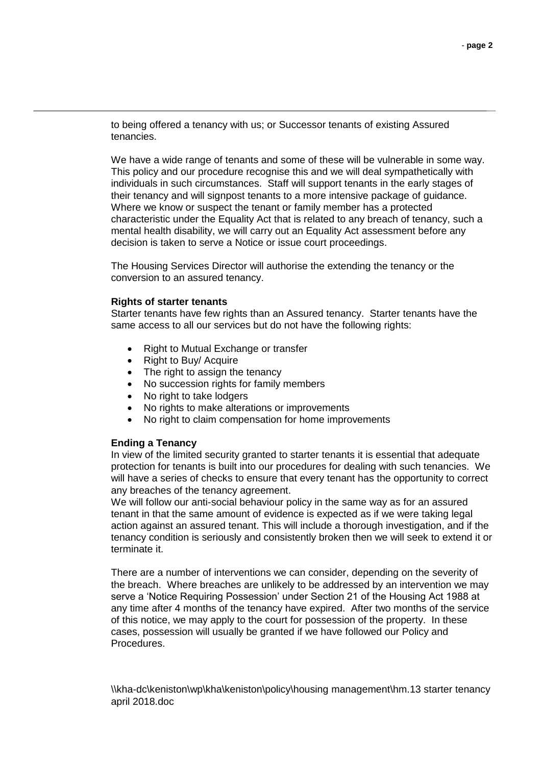to being offered a tenancy with us; or Successor tenants of existing Assured tenancies.

We have a wide range of tenants and some of these will be vulnerable in some way. This policy and our procedure recognise this and we will deal sympathetically with individuals in such circumstances. Staff will support tenants in the early stages of their tenancy and will signpost tenants to a more intensive package of guidance. Where we know or suspect the tenant or family member has a protected characteristic under the Equality Act that is related to any breach of tenancy, such a mental health disability, we will carry out an Equality Act assessment before any decision is taken to serve a Notice or issue court proceedings.

The Housing Services Director will authorise the extending the tenancy or the conversion to an assured tenancy.

**Rights of starter tenants**

Starter tenants have few rights than an Assured tenancy. Starter tenants have the same access to all our services but do not have the following rights:

- Right to Mutual Exchange or transfer
- Right to Buy/ Acquire
- The right to assign the tenancy
- No succession rights for family members
- No right to take lodgers
- No rights to make alterations or improvements
- No right to claim compensation for home improvements

**Ending a Tenancy**

In view of the limited security granted to starter tenants it is essential that adequate protection for tenants is built into our procedures for dealing with such tenancies. We will have a series of checks to ensure that every tenant has the opportunity to correct any breaches of the tenancy agreement.

We will follow our anti-social behaviour policy in the same way as for an assured tenant in that the same amount of evidence is expected as if we were taking legal action against an assured tenant. This will include a thorough investigation, and if the tenancy condition is seriously and consistently broken then we will seek to extend it or terminate it.

There are a number of interventions we can consider, depending on the severity of the breach. Where breaches are unlikely to be addressed by an intervention we may serve a 'Notice Requiring Possession' under Section 21 of the Housing Act 1988 at any time after 4 months of the tenancy have expired. After two months of the service of this notice, we may apply to the court for possession of the property. In these cases, possession will usually be granted if we have followed our Policy and Procedures.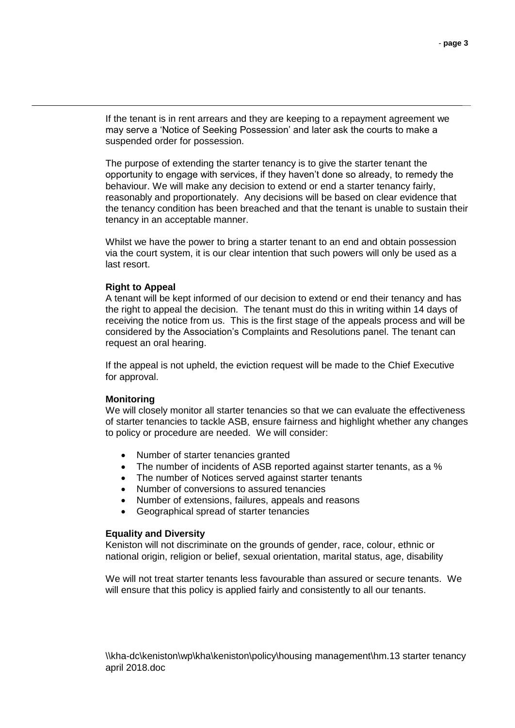If the tenant is in rent arrears and they are keeping to a repayment agreement we may serve a 'Notice of Seeking Possession' and later ask the courts to make a suspended order for possession.

The purpose of extending the starter tenancy is to give the starter tenant the opportunity to engage with services, if they haven't done so already, to remedy the behaviour. We will make any decision to extend or end a starter tenancy fairly, reasonably and proportionately. Any decisions will be based on clear evidence that the tenancy condition has been breached and that the tenant is unable to sustain their tenancy in an acceptable manner.

Whilst we have the power to bring a starter tenant to an end and obtain possession via the court system, it is our clear intention that such powers will only be used as a last resort.

**Right to Appeal**

A tenant will be kept informed of our decision to extend or end their tenancy and has the right to appeal the decision. The tenant must do this in writing within 14 days of receiving the notice from us. This is the first stage of the appeals process and will be considered by the Association's Complaints and Resolutions panel. The tenant can request an oral hearing.

If the appeal is not upheld, the eviction request will be made to the Chief Executive for approval.

**Monitoring**

We will closely monitor all starter tenancies so that we can evaluate the effectiveness of starter tenancies to tackle ASB, ensure fairness and highlight whether any changes to policy or procedure are needed. We will consider:

- Number of starter tenancies granted
- The number of incidents of ASB reported against starter tenants, as a %
- The number of Notices served against starter tenants
- Number of conversions to assured tenancies
- Number of extensions, failures, appeals and reasons
- Geographical spread of starter tenancies

**Equality and Diversity**

Keniston will not discriminate on the grounds of gender, race, colour, ethnic or national origin, religion or belief, sexual orientation, marital status, age, disability

We will not treat starter tenants less favourable than assured or secure tenants. We will ensure that this policy is applied fairly and consistently to all our tenants.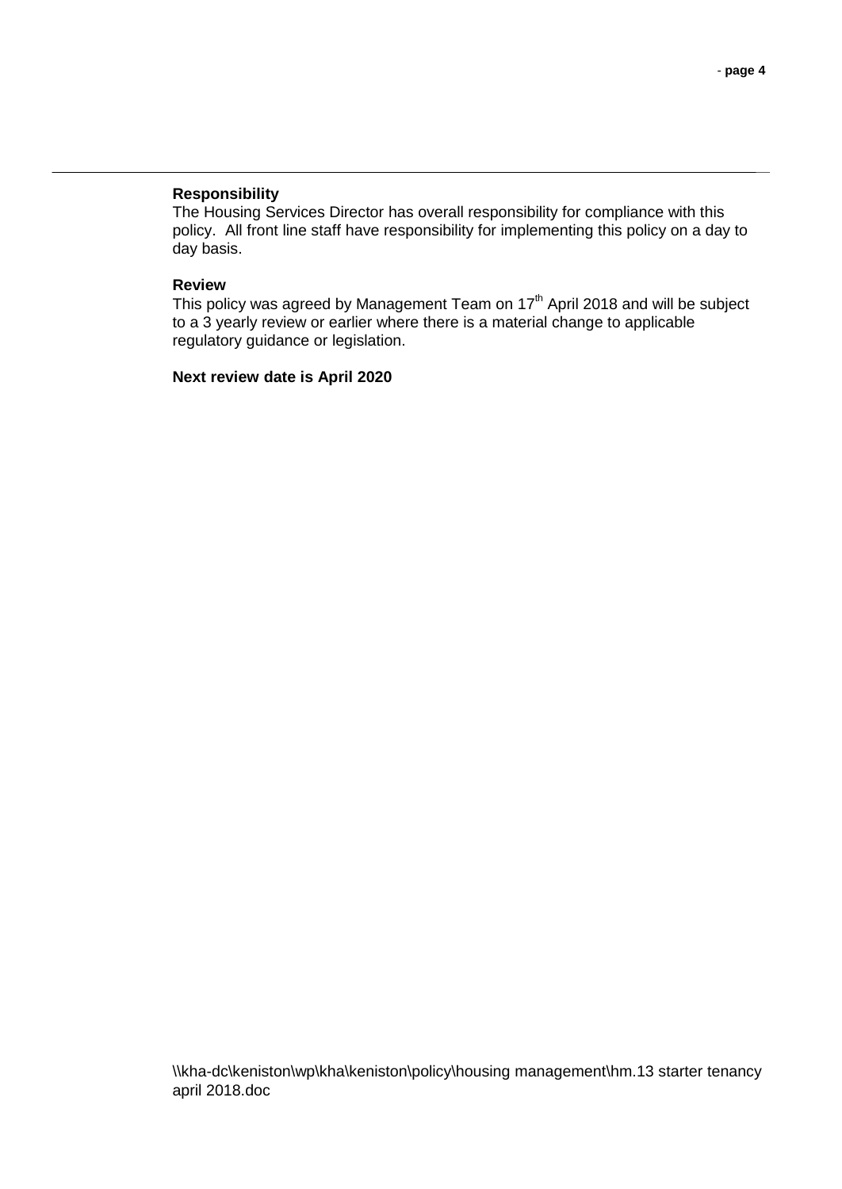**Responsibility**

The Housing Services Director has overall responsibility for compliance with this policy. All front line staff have responsibility for implementing this policy on a day to day basis.

**Review**

This policy was agreed by Management Team on 17th April 2018 and will be subject to a 3 yearly review or earlier where there is a material change to applicable regulatory guidance or legislation.

**Next review date is April 2020**

\\kha-dc\keniston\wp\kha\keniston\policy\housing management\hm.13 starter tenancy april 2018.doc